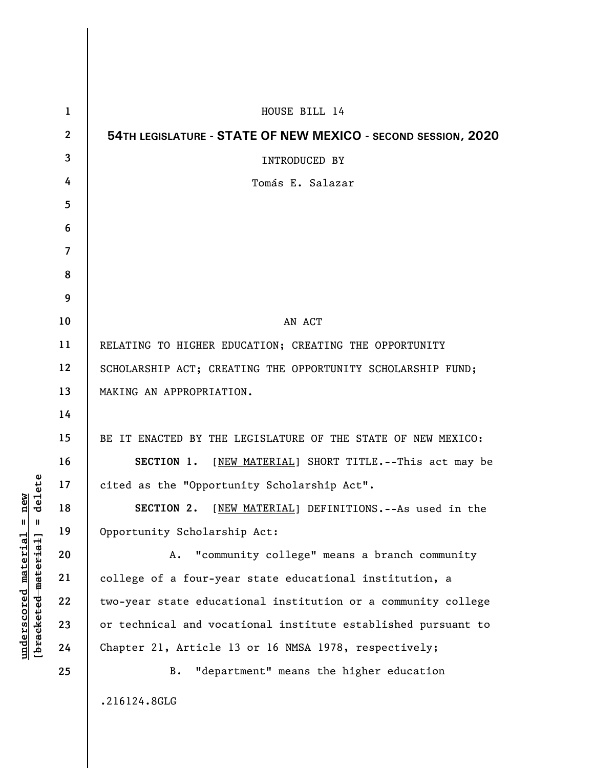HOUSE BILL 14

**54TH LEGISLATURE - STATE OF NEW MEXICO - SECOND SESSION, 2020**

INTRODUCED BY

Tomás E. Salazar

AN ACT

RELATING TO HIGHER EDUCATION; CREATING THE OPPORTUNITY SCHOLARSHIP ACT; CREATING THE OPPORTUNITY SCHOLARSHIP FUND; MAKING AN APPROPRIATION.

BE IT ENACTED BY THE LEGISLATURE OF THE STATE OF NEW MEXICO:

**SECTION 1.** [NEW MATERIAL] SHORT TITLE.--This act may be cited as the "Opportunity Scholarship Act".

**SECTION 2.** [NEW MATERIAL] DEFINITIONS.--As used in the Opportunity Scholarship Act:

A. "community college" means a branch community college of a four-year state educational institution, a two-year state educational institution or a community college or technical and vocational institute established pursuant to Chapter 21, Article 13 or 16 NMSA 1978, respectively;

B. "department" means the higher education

.216124.8GLG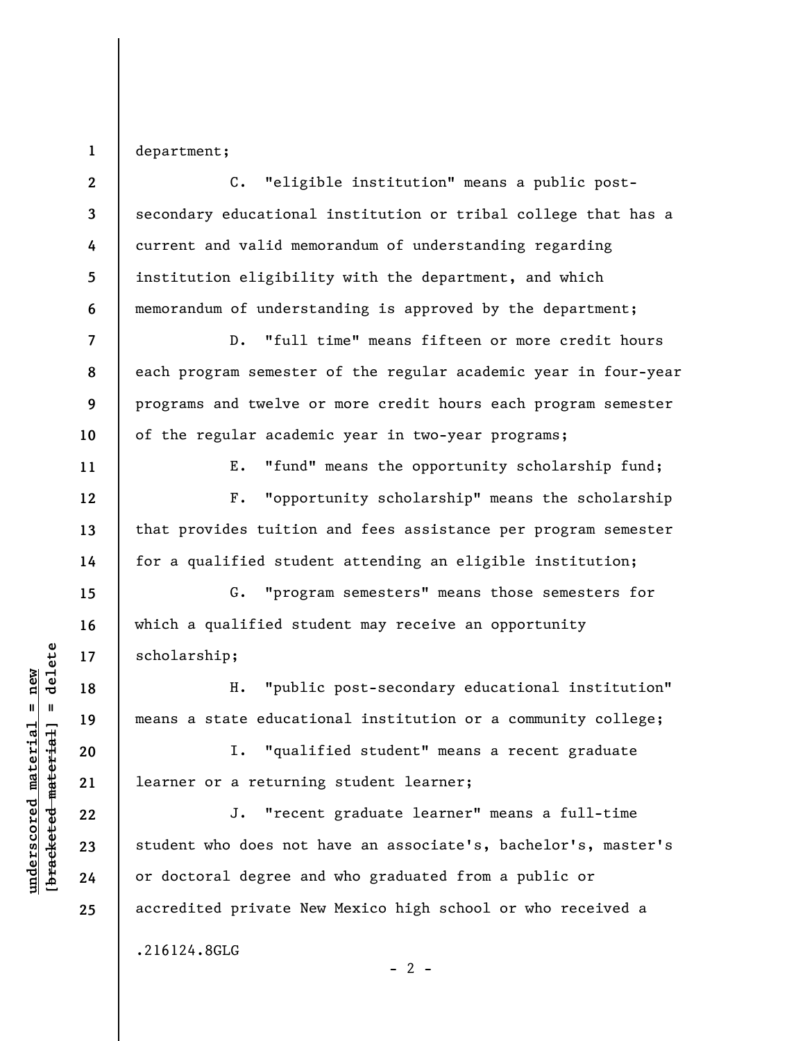department;

C. "eligible institution" means a public post-secondary educational institution or tribal college that has a current and valid memorandum of understanding regarding institution eligibility with the department, and which memorandum of understanding is approved by the department;

D. "full time" means fifteen or more credit hours each program semester of the regular academic year in four-year programs and twelve or more credit hours each program semester of the regular academic year in two-year programs;

E. "fund" means the opportunity scholarship fund;

F. "opportunity scholarship" means the scholarship that provides tuition and fees assistance per program semester for a qualified student attending an eligible institution;

G. "program semesters" means those semesters for which a qualified student may receive an opportunity scholarship;

H. "public post-secondary educational institution" means a state educational institution or a community college;

I. "qualified student" means a recent graduate learner or a returning student learner;

J. "recent graduate learner" means a full-time student who does not have an associate's, bachelor's, master's or doctoral degree and who graduated from a public or accredited private New Mexico high school or who received a

.216124.8GLG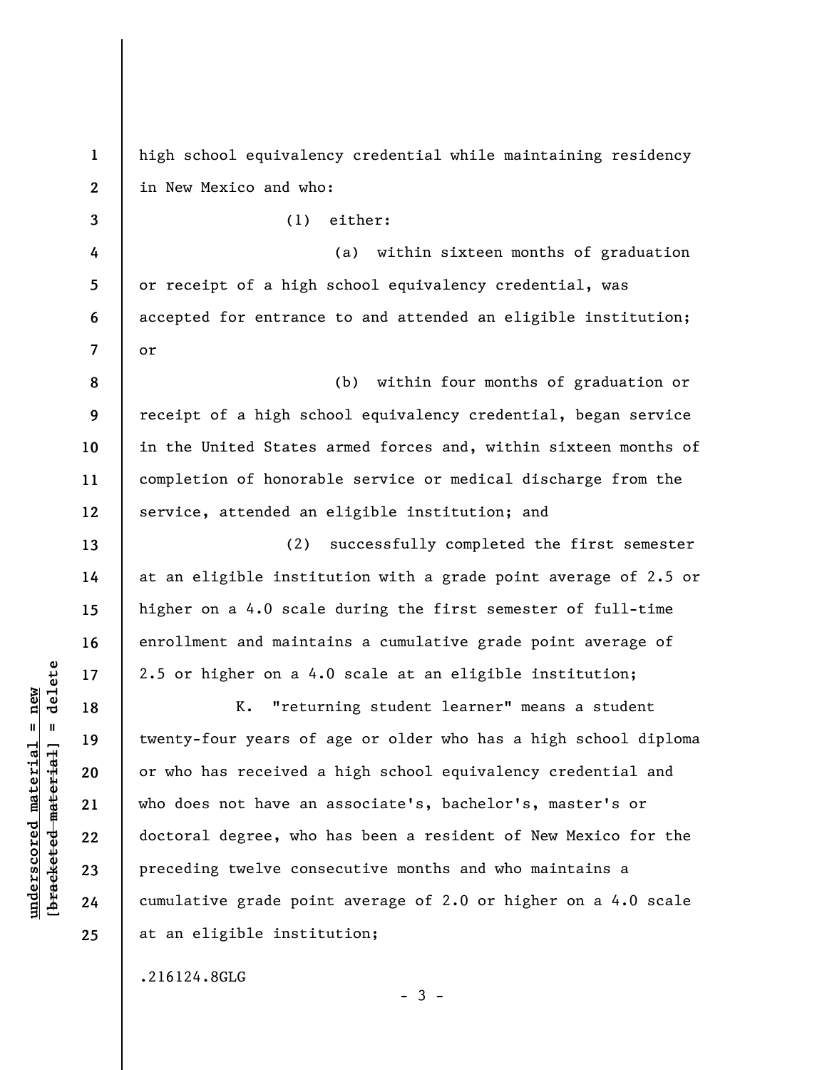high school equivalency credential while maintaining residency in New Mexico and who:

(1) either:

(a) within sixteen months of graduation or receipt of a high school equivalency credential, was accepted for entrance to and attended an eligible institution; or

(b) within four months of graduation or receipt of a high school equivalency credential, began service in the United States armed forces and, within sixteen months of completion of honorable service or medical discharge from the service, attended an eligible institution; and

(2) successfully completed the first semester at an eligible institution with a grade point average of 2.5 or higher on a 4.0 scale during the first semester of full-time enrollment and maintains a cumulative grade point average of 2.5 or higher on a 4.0 scale at an eligible institution;

K. "returning student learner" means a student twenty-four years of age or older who has a high school diploma or who has received a high school equivalency credential and who does not have an associate's, bachelor's, master's or doctoral degree, who has been a resident of New Mexico for the preceding twelve consecutive months and who maintains a cumulative grade point average of 2.0 or higher on a 4.0 scale at an eligible institution;

.216124.8GLG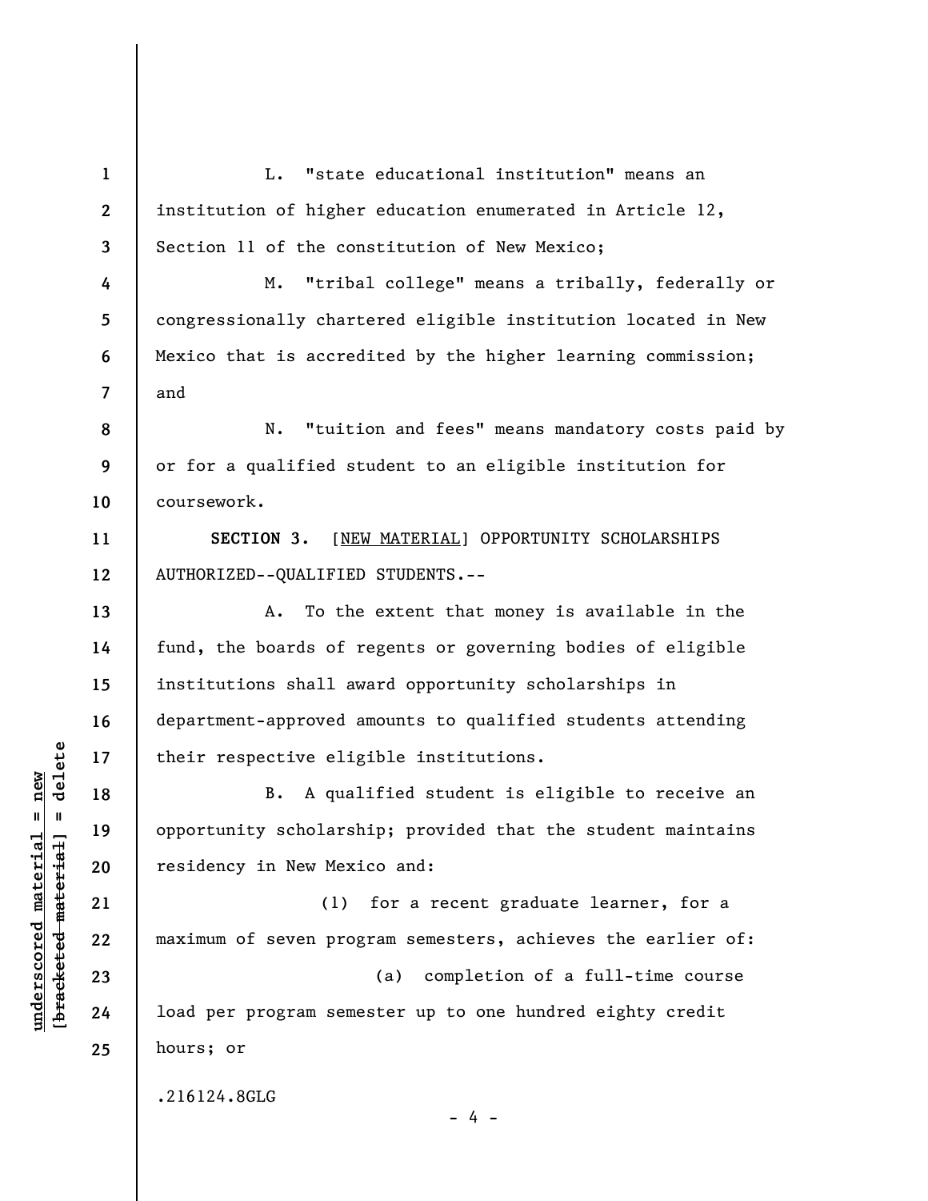L. "state educational institution" means an institution of higher education enumerated in Article 12, Section 11 of the constitution of New Mexico;

M. "tribal college" means a tribally, federally or congressionally chartered eligible institution located in New Mexico that is accredited by the higher learning commission; and

N. "tuition and fees" means mandatory costs paid by or for a qualified student to an eligible institution for coursework.

**SECTION 3.** [NEW MATERIAL] OPPORTUNITY SCHOLARSHIPS AUTHORIZED--QUALIFIED STUDENTS.--

A. To the extent that money is available in the fund, the boards of regents or governing bodies of eligible institutions shall award opportunity scholarships in department-approved amounts to qualified students attending their respective eligible institutions.

B. A qualified student is eligible to receive an opportunity scholarship; provided that the student maintains residency in New Mexico and:

(1) for a recent graduate learner, for a maximum of seven program semesters, achieves the earlier of:

(a) completion of a full-time course load per program semester up to one hundred eighty credit hours; or

.216124.8GLG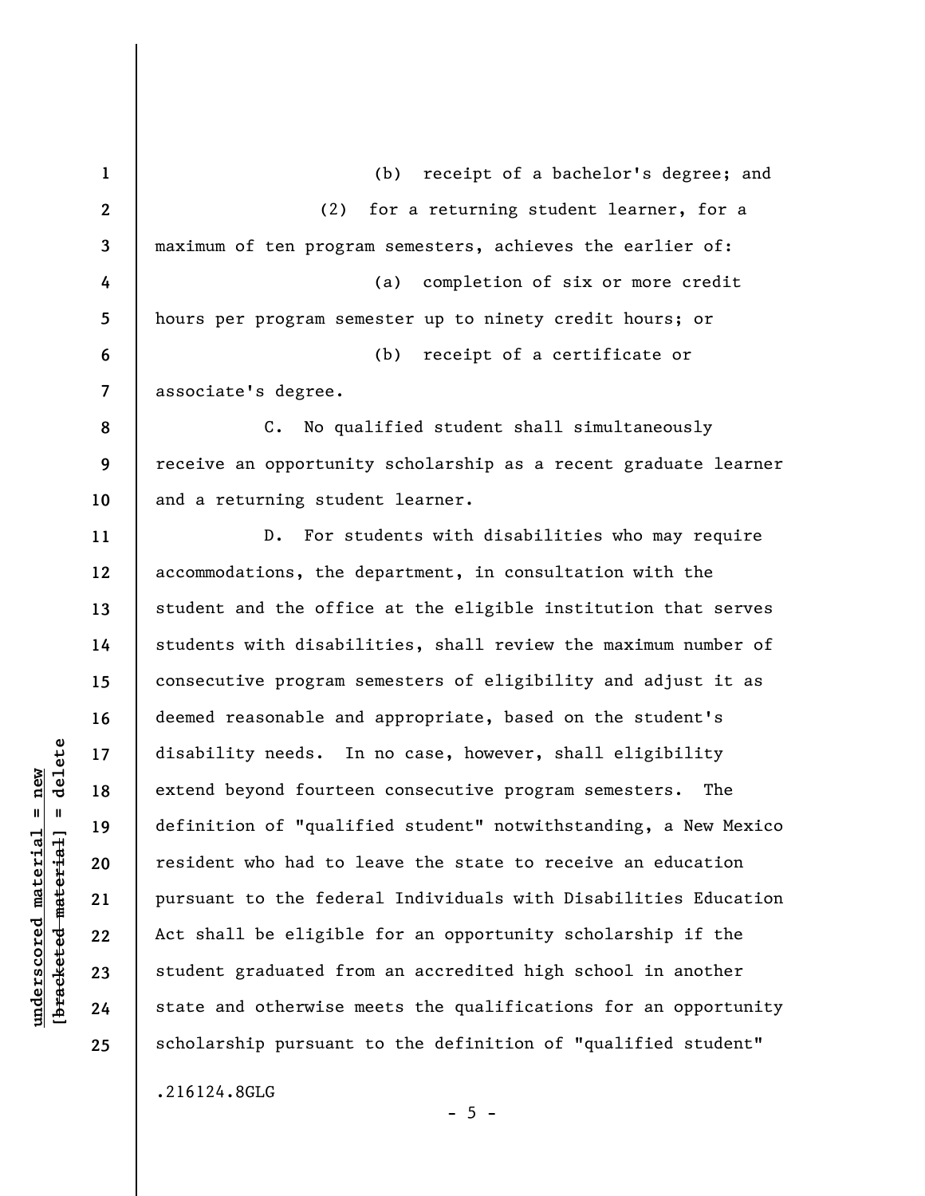(b) receipt of a bachelor's degree; and

(2) for a returning student learner, for a maximum of ten program semesters, achieves the earlier of:

(a) completion of six or more credit hours per program semester up to ninety credit hours; or

(b) receipt of a certificate or associate's degree.

C. No qualified student shall simultaneously receive an opportunity scholarship as a recent graduate learner and a returning student learner.

D. For students with disabilities who may require accommodations, the department, in consultation with the student and the office at the eligible institution that serves students with disabilities, shall review the maximum number of consecutive program semesters of eligibility and adjust it as deemed reasonable and appropriate, based on the student's disability needs. In no case, however, shall eligibility extend beyond fourteen consecutive program semesters. The definition of "qualified student" notwithstanding, a New Mexico resident who had to leave the state to receive an education pursuant to the federal Individuals with Disabilities Education Act shall be eligible for an opportunity scholarship if the student graduated from an accredited high school in another state and otherwise meets the qualifications for an opportunity scholarship pursuant to the definition of "qualified student"

.216124.8GLG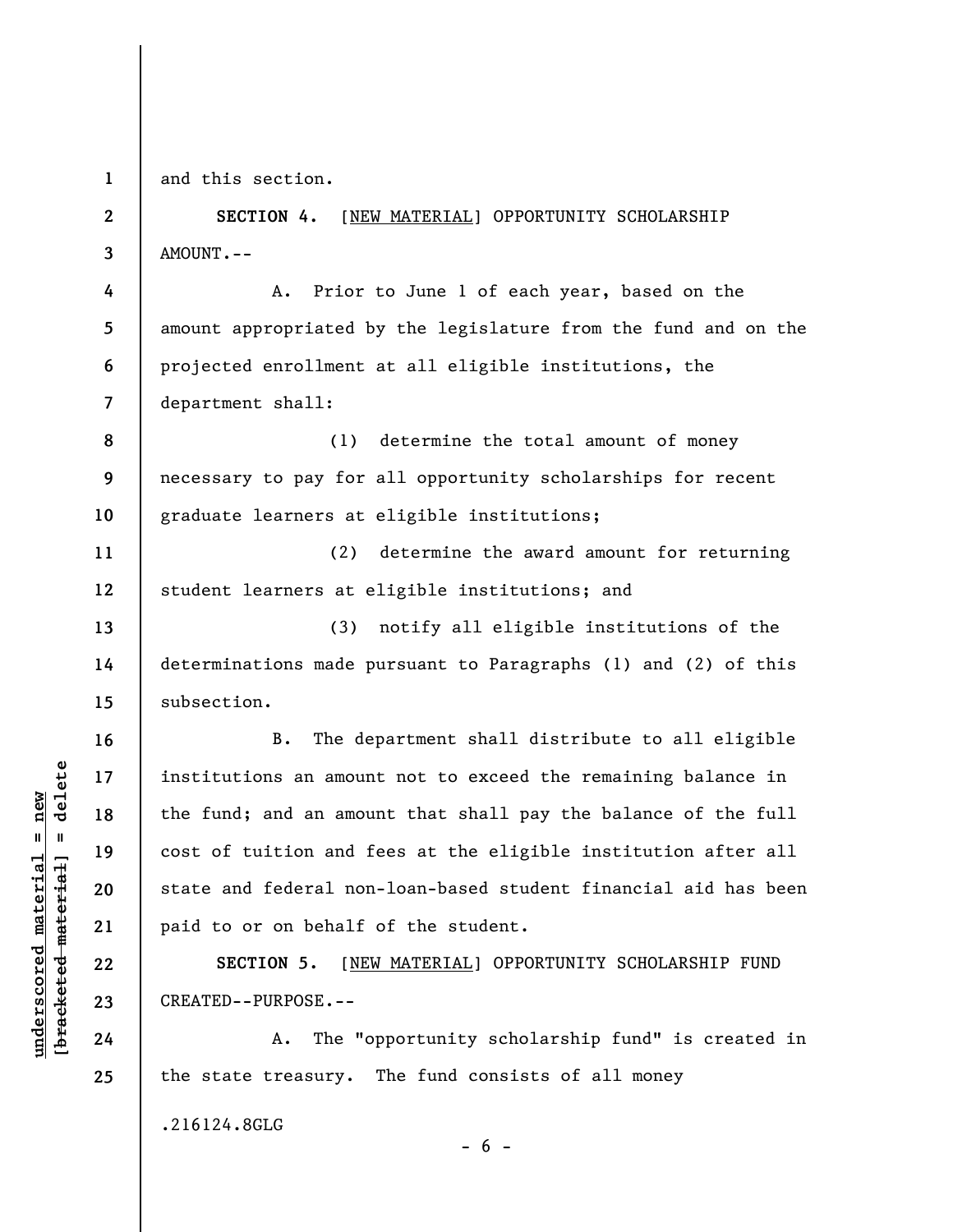and this section.

**SECTION 4.** [NEW MATERIAL] OPPORTUNITY SCHOLARSHIP AMOUNT.--

A. Prior to June 1 of each year, based on the amount appropriated by the legislature from the fund and on the projected enrollment at all eligible institutions, the department shall:

(1) determine the total amount of money necessary to pay for all opportunity scholarships for recent graduate learners at eligible institutions;

(2) determine the award amount for returning student learners at eligible institutions; and

(3) notify all eligible institutions of the determinations made pursuant to Paragraphs (1) and (2) of this subsection.

B. The department shall distribute to all eligible institutions an amount not to exceed the remaining balance in the fund; and an amount that shall pay the balance of the full cost of tuition and fees at the eligible institution after all state and federal non-loan-based student financial aid has been paid to or on behalf of the student.

**SECTION 5.** [NEW MATERIAL] OPPORTUNITY SCHOLARSHIP FUND CREATED--PURPOSE.--

A. The "opportunity scholarship fund" is created in the state treasury. The fund consists of all money

.216124.8GLG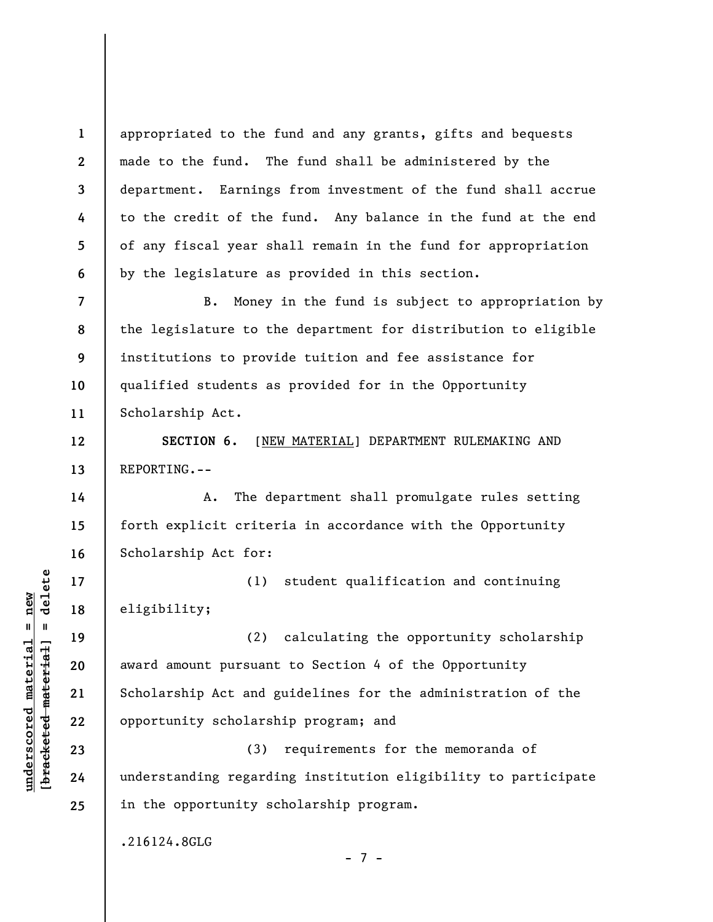appropriated to the fund and any grants, gifts and bequests made to the fund. The fund shall be administered by the department. Earnings from investment of the fund shall accrue to the credit of the fund. Any balance in the fund at the end of any fiscal year shall remain in the fund for appropriation by the legislature as provided in this section.

B. Money in the fund is subject to appropriation by the legislature to the department for distribution to eligible institutions to provide tuition and fee assistance for qualified students as provided for in the Opportunity Scholarship Act.

**SECTION 6.** [NEW MATERIAL] DEPARTMENT RULEMAKING AND REPORTING.--

A. The department shall promulgate rules setting forth explicit criteria in accordance with the Opportunity Scholarship Act for:

(1) student qualification and continuing eligibility;

(2) calculating the opportunity scholarship award amount pursuant to Section 4 of the Opportunity Scholarship Act and guidelines for the administration of the opportunity scholarship program; and

(3) requirements for the memoranda of understanding regarding institution eligibility to participate in the opportunity scholarship program.

.216124.8GLG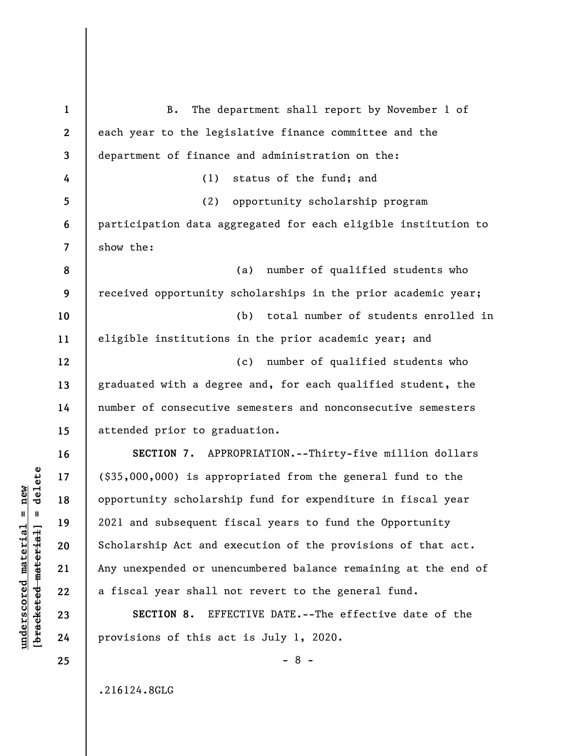B. The department shall report by November 1 of each year to the legislative finance committee and the department of finance and administration on the:

(1) status of the fund; and

(2) opportunity scholarship program participation data aggregated for each eligible institution to show the:

(a) number of qualified students who received opportunity scholarships in the prior academic year;

(b) total number of students enrolled in eligible institutions in the prior academic year; and

(c) number of qualified students who graduated with a degree and, for each qualified student, the number of consecutive semesters and nonconsecutive semesters attended prior to graduation.

**SECTION 7.** APPROPRIATION.--Thirty-five million dollars ($35,000,000) is appropriated from the general fund to the opportunity scholarship fund for expenditure in fiscal year 2021 and subsequent fiscal years to fund the Opportunity Scholarship Act and execution of the provisions of that act. Any unexpended or unencumbered balance remaining at the end of a fiscal year shall not revert to the general fund.

**SECTION 8.** EFFECTIVE DATE.--The effective date of the provisions of this act is July 1, 2020.

.216124.8GLG